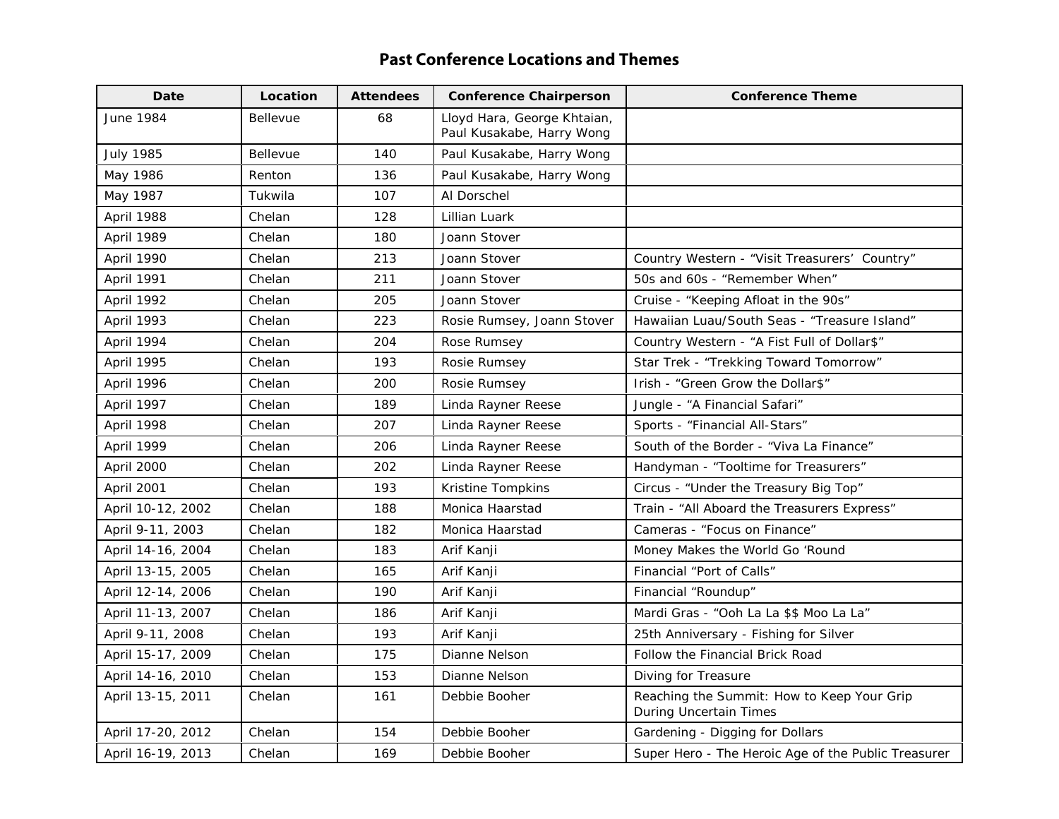# Past Conference Locations and Themes

| Date | Location | Attendees | Conference Chairperson | Conference Theme |
|---|---|---|---|---|
| June 1984 | Bellevue | 68 | Lloyd Hara, George Khtaian, Paul Kusakabe, Harry Wong | |
| July 1985 | Bellevue | 140 | Paul Kusakabe, Harry Wong | |
| May 1986 | Renton | 136 | Paul Kusakabe, Harry Wong | |
| May 1987 | Tukwila | 107 | Al Dorschel | |
| April 1988 | Chelan | 128 | Lillian Luark | |
| April 1989 | Chelan | 180 | Joann Stover | |
| April 1990 | Chelan | 213 | Joann Stover | Country Western - "Visit Treasurers' Country" |
| April 1991 | Chelan | 211 | Joann Stover | 50s and 60s - "Remember When" |
| April 1992 | Chelan | 205 | Joann Stover | Cruise - "Keeping Afloat in the 90s" |
| April 1993 | Chelan | 223 | Rosie Rumsey, Joann Stover | Hawaiian Luau/South Seas - "Treasure Island" |
| April 1994 | Chelan | 204 | Rose Rumsey | Country Western - "A Fist Full of Dollar$" |
| April 1995 | Chelan | 193 | Rosie Rumsey | Star Trek - "Trekking Toward Tomorrow" |
| April 1996 | Chelan | 200 | Rosie Rumsey | Irish - "Green Grow the Dollar$" |
| April 1997 | Chelan | 189 | Linda Rayner Reese | Jungle - "A Financial Safari" |
| April 1998 | Chelan | 207 | Linda Rayner Reese | Sports - "Financial All-Stars" |
| April 1999 | Chelan | 206 | Linda Rayner Reese | South of the Border - "Viva La Finance" |
| April 2000 | Chelan | 202 | Linda Rayner Reese | Handyman - "Tooltime for Treasurers" |
| April 2001 | Chelan | 193 | Kristine Tompkins | Circus - "Under the Treasury Big Top" |
| April 10-12, 2002 | Chelan | 188 | Monica Haarstad | Train - "All Aboard the Treasurers Express" |
| April 9-11, 2003 | Chelan | 182 | Monica Haarstad | Cameras - "Focus on Finance" |
| April 14-16, 2004 | Chelan | 183 | Arif Kanji | Money Makes the World Go 'Round |
| April 13-15, 2005 | Chelan | 165 | Arif Kanji | Financial "Port of Calls" |
| April 12-14, 2006 | Chelan | 190 | Arif Kanji | Financial "Roundup" |
| April 11-13, 2007 | Chelan | 186 | Arif Kanji | Mardi Gras - "Ooh La La $$ Moo La La" |
| April 9-11, 2008 | Chelan | 193 | Arif Kanji | 25th Anniversary - Fishing for Silver |
| April 15-17, 2009 | Chelan | 175 | Dianne Nelson | Follow the Financial Brick Road |
| April 14-16, 2010 | Chelan | 153 | Dianne Nelson | Diving for Treasure |
| April 13-15, 2011 | Chelan | 161 | Debbie Booher | Reaching the Summit: How to Keep Your Grip During Uncertain Times |
| April 17-20, 2012 | Chelan | 154 | Debbie Booher | Gardening - Digging for Dollars |
| April 16-19, 2013 | Chelan | 169 | Debbie Booher | Super Hero - The Heroic Age of the Public Treasurer |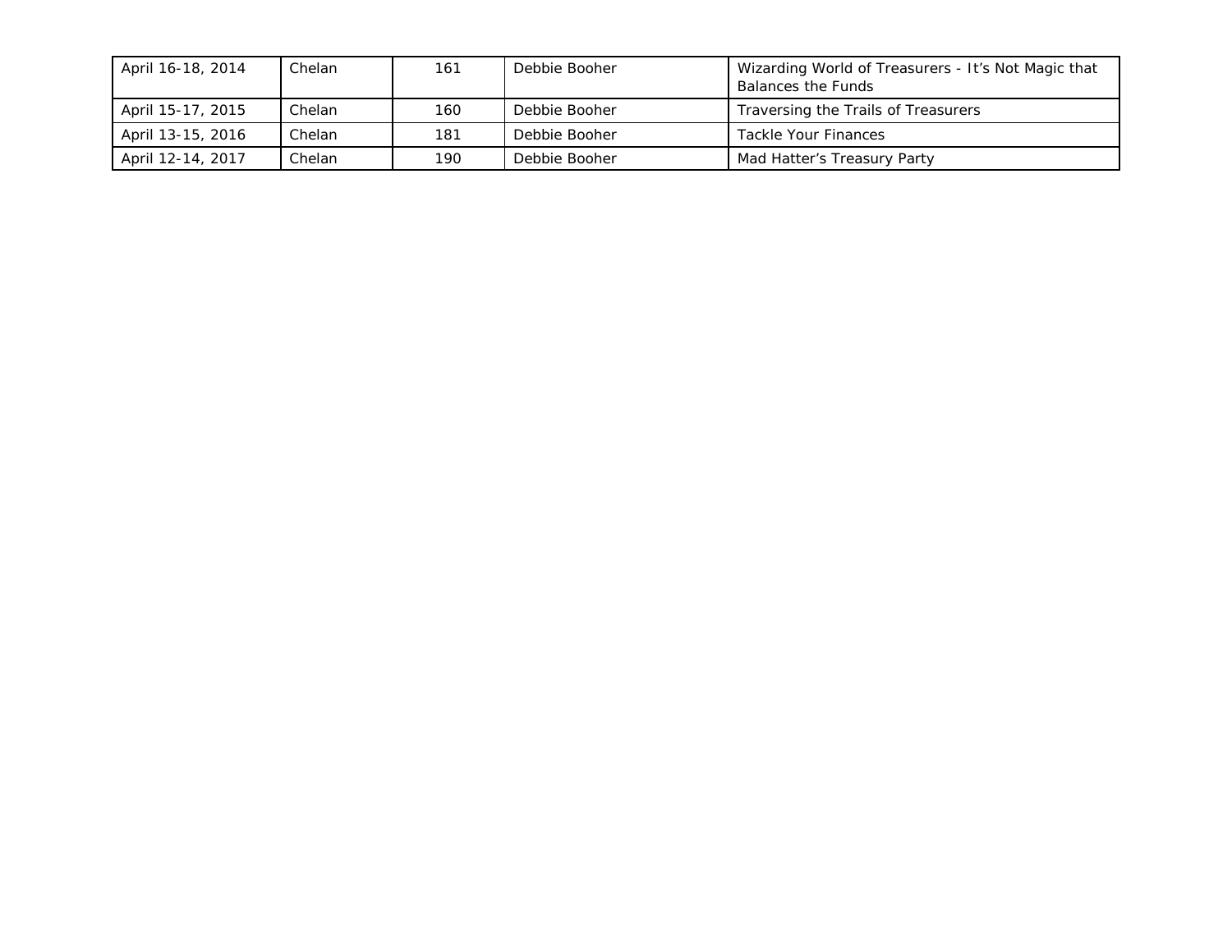| | | | | |
|---|---|---|---|---|
| April 16-18, 2014 | Chelan | 161 | Debbie Booher | Wizarding World of Treasurers - It’s Not Magic that Balances the Funds |
| April 15-17, 2015 | Chelan | 160 | Debbie Booher | Traversing the Trails of Treasurers |
| April 13-15, 2016 | Chelan | 181 | Debbie Booher | Tackle Your Finances |
| April 12-14, 2017 | Chelan | 190 | Debbie Booher | Mad Hatter’s Treasury Party |